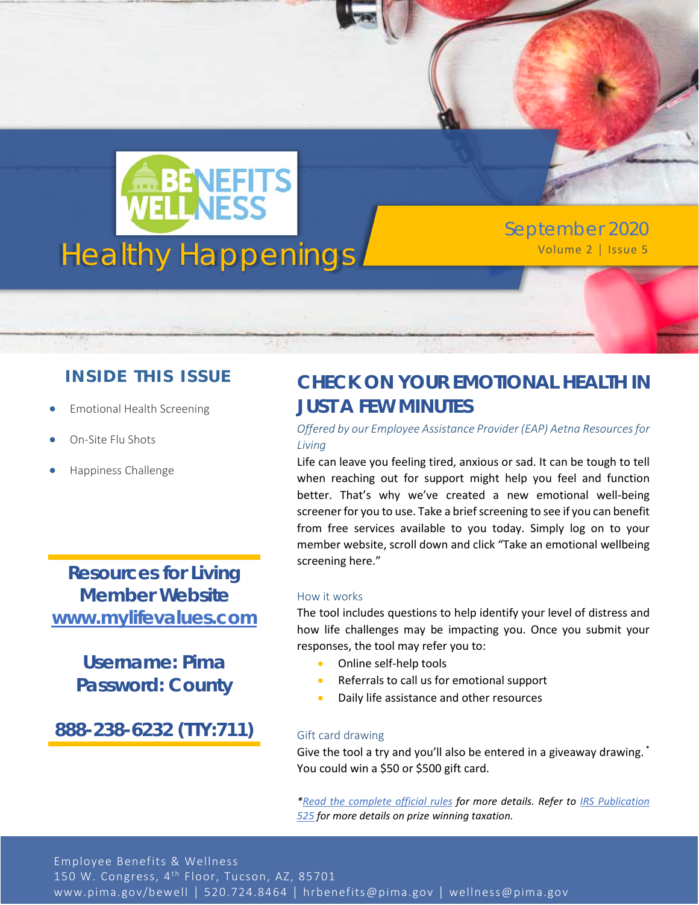# Healthy Happenings

BENEFITS WELLNESS

September 2020

Volume 2 | Issue 5

## INSIDE THIS ISSUE

- Emotional Health Screening
- On-Site Flu Shots
- Happiness Challenge

**Resources for Living Member Website**
**[www.mylifevalues.com](http://www.mylifevalues.com)**

**Username: Pima**
**Password: County**

**888-238-6232 (TTY:711)**

## CHECK ON YOUR EMOTIONAL HEALTH IN JUST A FEW MINUTES

*Offered by our Employee Assistance Provider (EAP) Aetna Resources for Living*

Life can leave you feeling tired, anxious or sad. It can be tough to tell when reaching out for support might help you feel and function better. That's why we've created a new emotional well-being screener for you to use. Take a brief screening to see if you can benefit from free services available to you today. Simply log on to your member website, scroll down and click "Take an emotional wellbeing screening here."

### How it works

The tool includes questions to help identify your level of distress and how life challenges may be impacting you. Once you submit your responses, the tool may refer you to:

- Online self-help tools
- Referrals to call us for emotional support
- Daily life assistance and other resources

### Gift card drawing

Give the tool a try and you'll also be entered in a giveaway drawing.* You could win a $50 or $500 gift card.

**Read the complete official rules* for more details. Refer to *IRS Publication 525* for more details on prize winning taxation.*

Employee Benefits & Wellness
150 W. Congress, 4th Floor, Tucson, AZ, 85701
www.pima.gov/bewell | 520.724.8464 | hrbenefits@pima.gov | wellness@pima.gov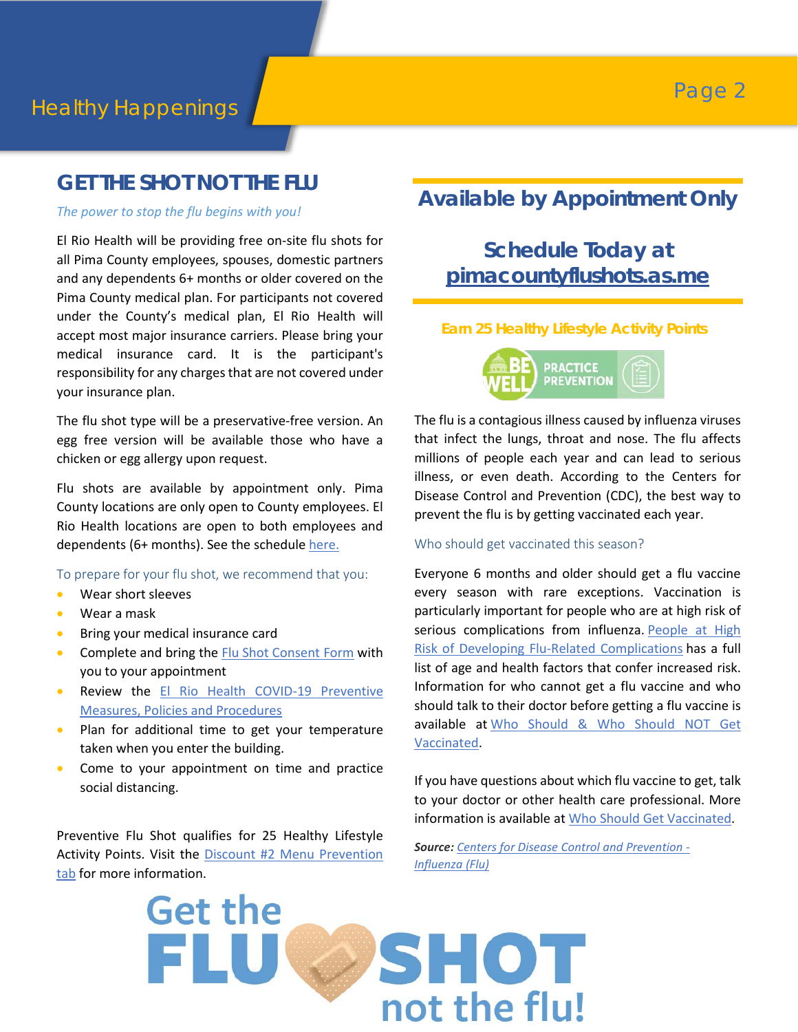## GET THE SHOT NOT THE FLU

*The power to stop the flu begins with you!*

El Rio Health will be providing free on-site flu shots for all Pima County employees, spouses, domestic partners and any dependents 6+ months or older covered on the Pima County medical plan. For participants not covered under the County's medical plan, El Rio Health will accept most major insurance carriers. Please bring your medical insurance card. It is the participant's responsibility for any charges that are not covered under your insurance plan.

The flu shot type will be a preservative-free version. An egg free version will be available those who have a chicken or egg allergy upon request.

Flu shots are available by appointment only. Pima County locations are only open to County employees. El Rio Health locations are open to both employees and dependents (6+ months). See the schedule here.

To prepare for your flu shot, we recommend that you:

- Wear short sleeves
- Wear a mask
- Bring your medical insurance card
- Complete and bring the Flu Shot Consent Form with you to your appointment
- Review the El Rio Health COVID-19 Preventive Measures, Policies and Procedures
- Plan for additional time to get your temperature taken when you enter the building.
- Come to your appointment on time and practice social distancing.

Preventive Flu Shot qualifies for 25 Healthy Lifestyle Activity Points. Visit the Discount #2 Menu Prevention tab for more information.

## Available by Appointment Only

### Schedule Today at pimacountyflushots.as.me

**Earn 25 Healthy Lifestyle Activity Points**

BE WELL PRACTICE PREVENTION

The flu is a contagious illness caused by influenza viruses that infect the lungs, throat and nose. The flu affects millions of people each year and can lead to serious illness, or even death. According to the Centers for Disease Control and Prevention (CDC), the best way to prevent the flu is by getting vaccinated each year.

Who should get vaccinated this season?

Everyone 6 months and older should get a flu vaccine every season with rare exceptions. Vaccination is particularly important for people who are at high risk of serious complications from influenza. People at High Risk of Developing Flu-Related Complications has a full list of age and health factors that confer increased risk. Information for who cannot get a flu vaccine and who should talk to their doctor before getting a flu vaccine is available at Who Should & Who Should NOT Get Vaccinated.

If you have questions about which flu vaccine to get, talk to your doctor or other health care professional. More information is available at Who Should Get Vaccinated.

***Source:*** *Centers for Disease Control and Prevention - Influenza (Flu)*

Get the FLU SHOT not the flu!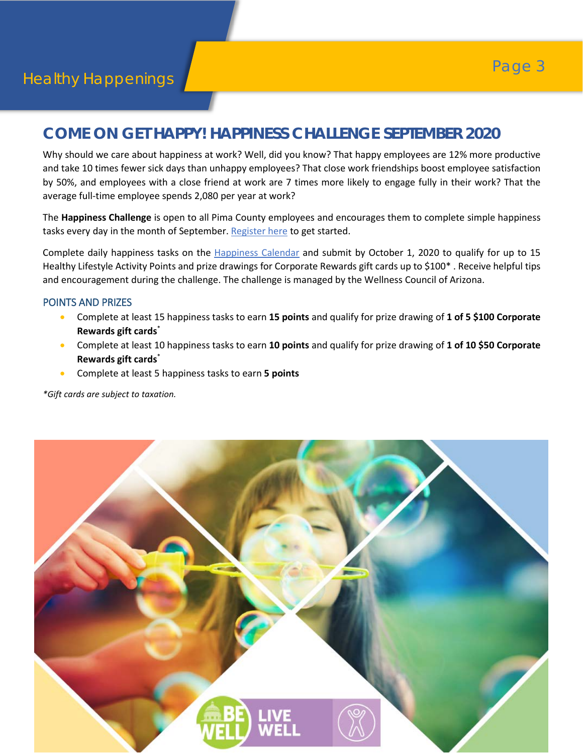## COME ON GET HAPPY! HAPPINESS CHALLENGE SEPTEMBER 2020

Why should we care about happiness at work? Well, did you know? That happy employees are 12% more productive and take 10 times fewer sick days than unhappy employees? That close work friendships boost employee satisfaction by 50%, and employees with a close friend at work are 7 times more likely to engage fully in their work? That the average full-time employee spends 2,080 per year at work?

The **Happiness Challenge** is open to all Pima County employees and encourages them to complete simple happiness tasks every day in the month of September. [Register here] to get started.

Complete daily happiness tasks on the [Happiness Calendar] and submit by October 1, 2020 to qualify for up to 15 Healthy Lifestyle Activity Points and prize drawings for Corporate Rewards gift cards up to $100* . Receive helpful tips and encouragement during the challenge. The challenge is managed by the Wellness Council of Arizona.

### POINTS AND PRIZES

- Complete at least 15 happiness tasks to earn **15 points** and qualify for prize drawing of **1 of 5 $100 Corporate Rewards gift cards***
- Complete at least 10 happiness tasks to earn **10 points** and qualify for prize drawing of **1 of 10 $50 Corporate Rewards gift cards***
- Complete at least 5 happiness tasks to earn **5 points**

*\*Gift cards are subject to taxation.*